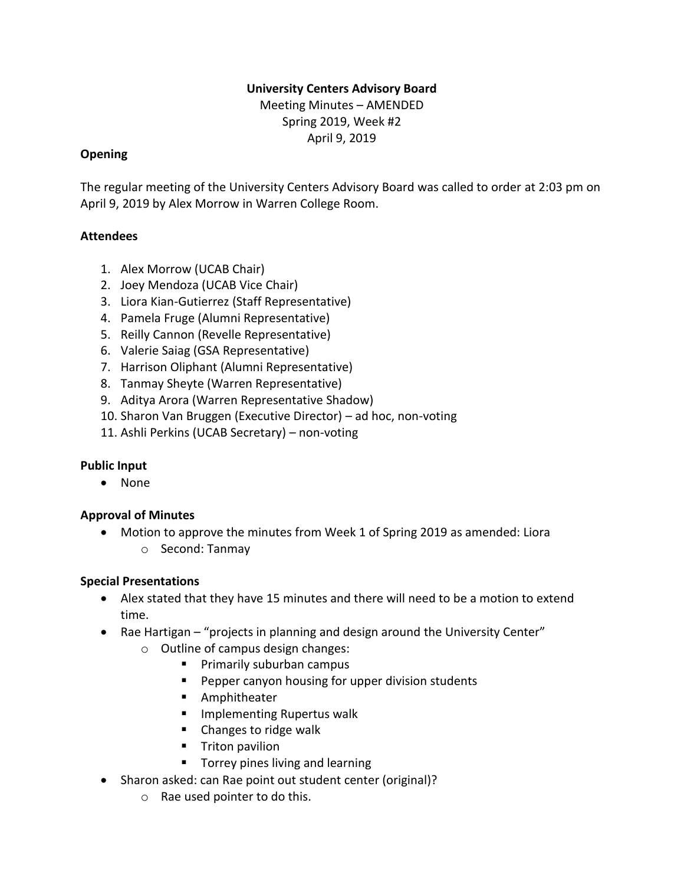**University Centers Advisory Board**

Meeting Minutes – AMENDED

Spring 2019, Week #2

April 9, 2019

**Opening**

The regular meeting of the University Centers Advisory Board was called to order at 2:03 pm on April 9, 2019 by Alex Morrow in Warren College Room.

**Attendees**

1. Alex Morrow (UCAB Chair)
2. Joey Mendoza (UCAB Vice Chair)
3. Liora Kian-Gutierrez (Staff Representative)
4. Pamela Fruge (Alumni Representative)
5. Reilly Cannon (Revelle Representative)
6. Valerie Saiag (GSA Representative)
7. Harrison Oliphant (Alumni Representative)
8. Tanmay Sheyte (Warren Representative)
9. Aditya Arora (Warren Representative Shadow)
10. Sharon Van Bruggen (Executive Director) – ad hoc, non-voting
11. Ashli Perkins (UCAB Secretary) – non-voting

**Public Input**

- None

**Approval of Minutes**

- Motion to approve the minutes from Week 1 of Spring 2019 as amended: Liora
  - Second: Tanmay

**Special Presentations**

- Alex stated that they have 15 minutes and there will need to be a motion to extend time.
- Rae Hartigan – "projects in planning and design around the University Center"
  - Outline of campus design changes:
    - Primarily suburban campus
    - Pepper canyon housing for upper division students
    - Amphitheater
    - Implementing Rupertus walk
    - Changes to ridge walk
    - Triton pavilion
    - Torrey pines living and learning
- Sharon asked: can Rae point out student center (original)?
  - Rae used pointer to do this.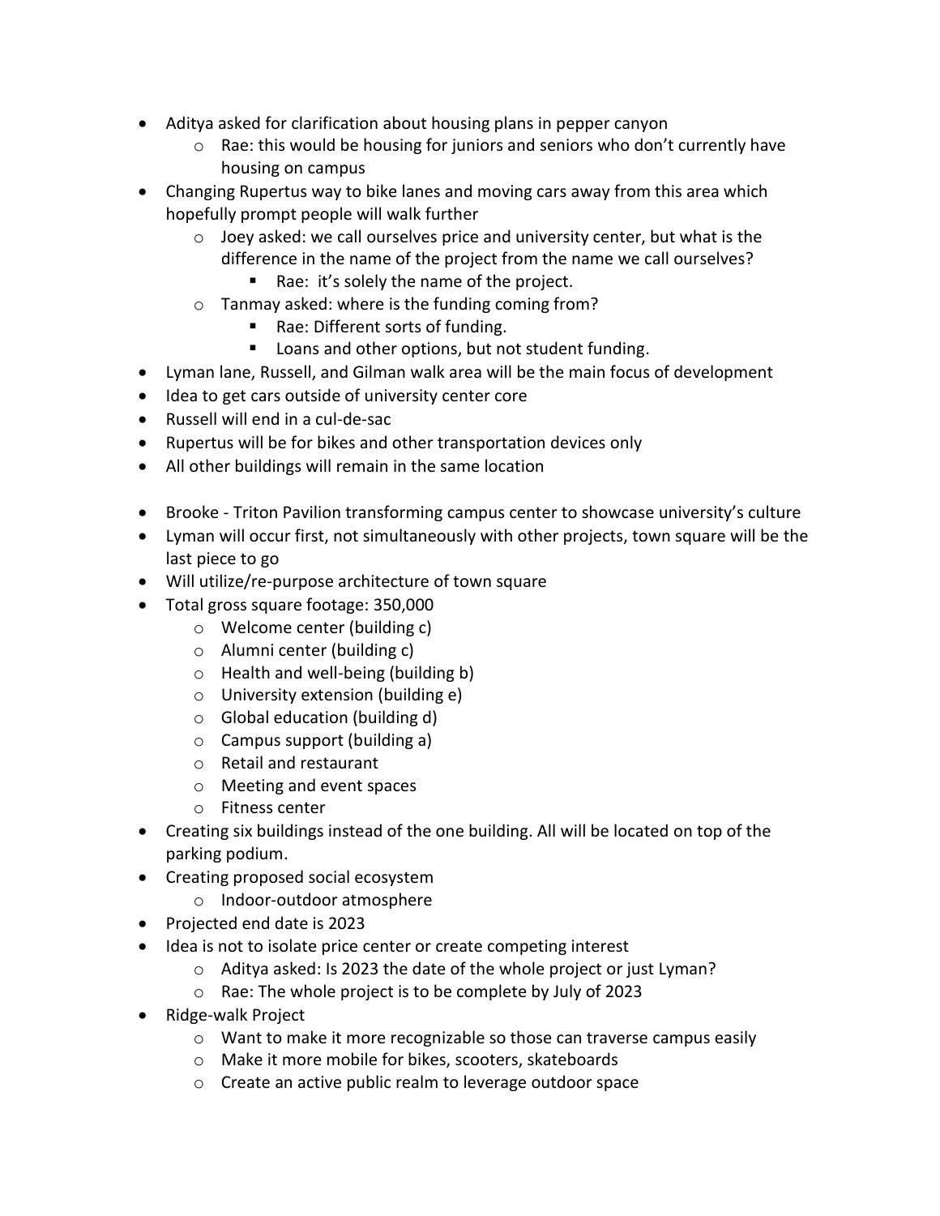- Aditya asked for clarification about housing plans in pepper canyon
  - Rae: this would be housing for juniors and seniors who don't currently have housing on campus
- Changing Rupertus way to bike lanes and moving cars away from this area which hopefully prompt people will walk further
  - Joey asked: we call ourselves price and university center, but what is the difference in the name of the project from the name we call ourselves?
    - Rae: it's solely the name of the project.
  - Tanmay asked: where is the funding coming from?
    - Rae: Different sorts of funding.
    - Loans and other options, but not student funding.
- Lyman lane, Russell, and Gilman walk area will be the main focus of development
- Idea to get cars outside of university center core
- Russell will end in a cul-de-sac
- Rupertus will be for bikes and other transportation devices only
- All other buildings will remain in the same location

- Brooke - Triton Pavilion transforming campus center to showcase university's culture
- Lyman will occur first, not simultaneously with other projects, town square will be the last piece to go
- Will utilize/re-purpose architecture of town square
- Total gross square footage: 350,000
  - Welcome center (building c)
  - Alumni center (building c)
  - Health and well-being (building b)
  - University extension (building e)
  - Global education (building d)
  - Campus support (building a)
  - Retail and restaurant
  - Meeting and event spaces
  - Fitness center
- Creating six buildings instead of the one building. All will be located on top of the parking podium.
- Creating proposed social ecosystem
  - Indoor-outdoor atmosphere
- Projected end date is 2023
- Idea is not to isolate price center or create competing interest
  - Aditya asked: Is 2023 the date of the whole project or just Lyman?
  - Rae: The whole project is to be complete by July of 2023
- Ridge-walk Project
  - Want to make it more recognizable so those can traverse campus easily
  - Make it more mobile for bikes, scooters, skateboards
  - Create an active public realm to leverage outdoor space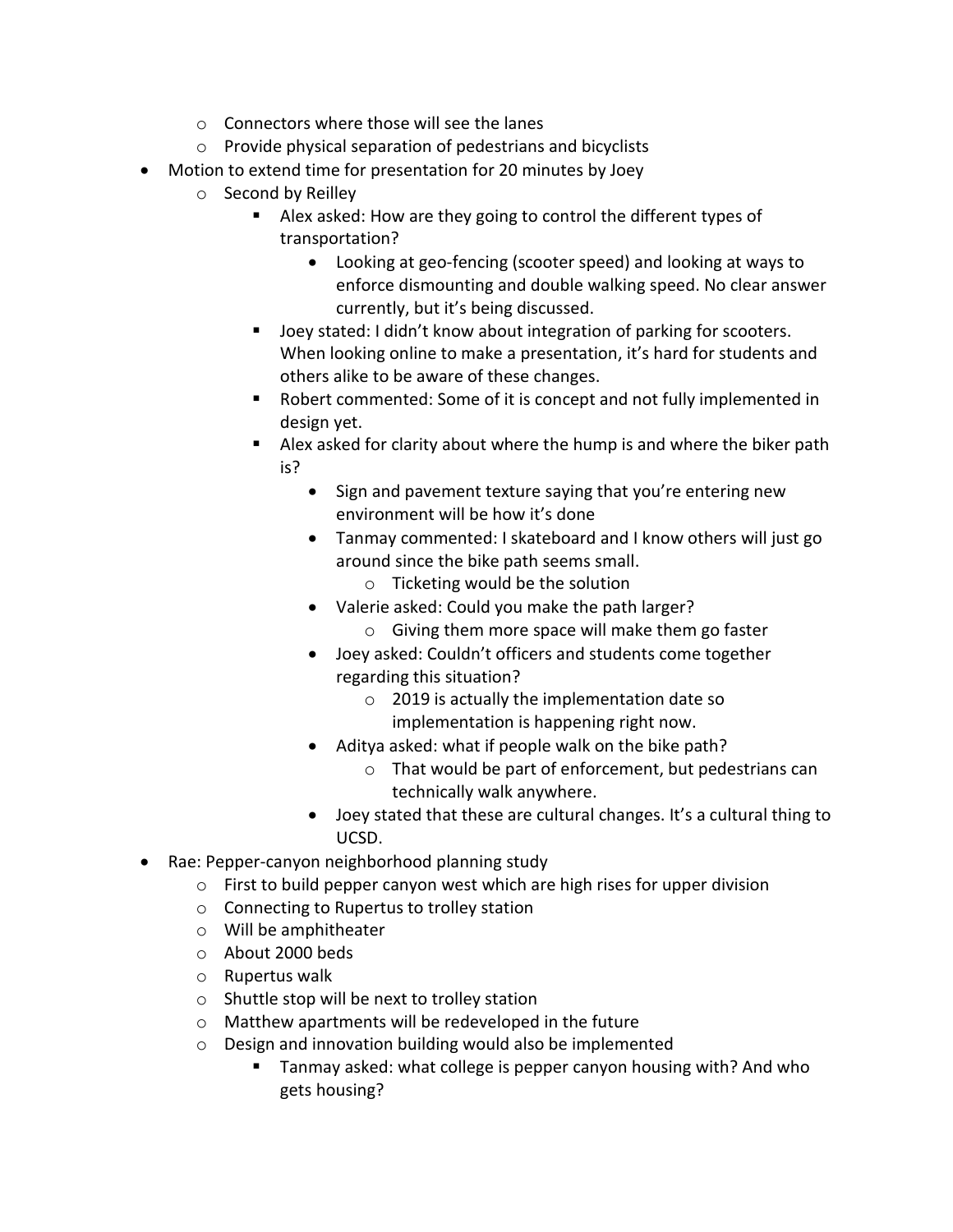- Connectors where those will see the lanes
  - Provide physical separation of pedestrians and bicyclists
- Motion to extend time for presentation for 20 minutes by Joey
  - Second by Reilley
    - Alex asked: How are they going to control the different types of transportation?
      - Looking at geo-fencing (scooter speed) and looking at ways to enforce dismounting and double walking speed. No clear answer currently, but it's being discussed.
    - Joey stated: I didn't know about integration of parking for scooters. When looking online to make a presentation, it's hard for students and others alike to be aware of these changes.
    - Robert commented: Some of it is concept and not fully implemented in design yet.
    - Alex asked for clarity about where the hump is and where the biker path is?
      - Sign and pavement texture saying that you're entering new environment will be how it's done
      - Tanmay commented: I skateboard and I know others will just go around since the bike path seems small.
        - Ticketing would be the solution
      - Valerie asked: Could you make the path larger?
        - Giving them more space will make them go faster
      - Joey asked: Couldn't officers and students come together regarding this situation?
        - 2019 is actually the implementation date so implementation is happening right now.
      - Aditya asked: what if people walk on the bike path?
        - That would be part of enforcement, but pedestrians can technically walk anywhere.
      - Joey stated that these are cultural changes. It's a cultural thing to UCSD.
- Rae: Pepper-canyon neighborhood planning study
  - First to build pepper canyon west which are high rises for upper division
  - Connecting to Rupertus to trolley station
  - Will be amphitheater
  - About 2000 beds
  - Rupertus walk
  - Shuttle stop will be next to trolley station
  - Matthew apartments will be redeveloped in the future
  - Design and innovation building would also be implemented
    - Tanmay asked: what college is pepper canyon housing with? And who gets housing?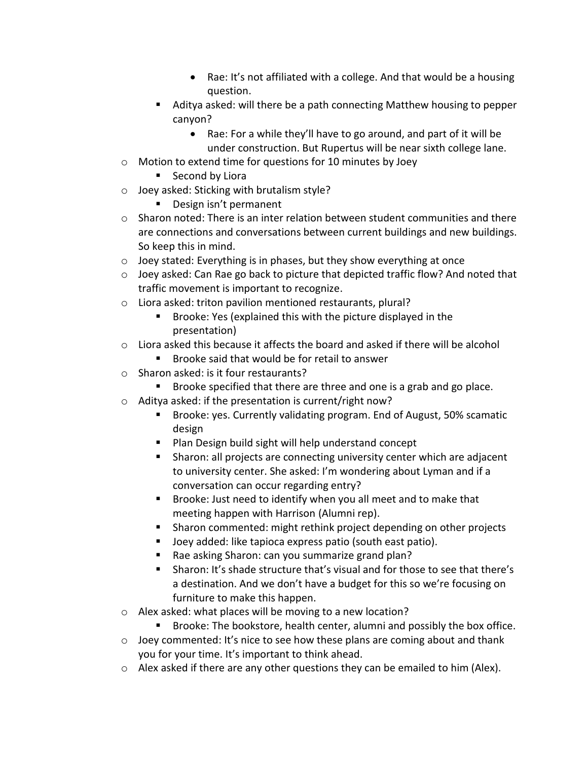- Rae: It's not affiliated with a college. And that would be a housing question.
    - Aditya asked: will there be a path connecting Matthew housing to pepper canyon?
        - Rae: For a while they'll have to go around, and part of it will be under construction. But Rupertus will be near sixth college lane.
- Motion to extend time for questions for 10 minutes by Joey
    - Second by Liora
- Joey asked: Sticking with brutalism style?
    - Design isn't permanent
- Sharon noted: There is an inter relation between student communities and there are connections and conversations between current buildings and new buildings. So keep this in mind.
- Joey stated: Everything is in phases, but they show everything at once
- Joey asked: Can Rae go back to picture that depicted traffic flow? And noted that traffic movement is important to recognize.
- Liora asked: triton pavilion mentioned restaurants, plural?
    - Brooke: Yes (explained this with the picture displayed in the presentation)
- Liora asked this because it affects the board and asked if there will be alcohol
    - Brooke said that would be for retail to answer
- Sharon asked: is it four restaurants?
    - Brooke specified that there are three and one is a grab and go place.
- Aditya asked: if the presentation is current/right now?
    - Brooke: yes. Currently validating program. End of August, 50% scamatic design
    - Plan Design build sight will help understand concept
    - Sharon: all projects are connecting university center which are adjacent to university center. She asked: I'm wondering about Lyman and if a conversation can occur regarding entry?
    - Brooke: Just need to identify when you all meet and to make that meeting happen with Harrison (Alumni rep).
    - Sharon commented: might rethink project depending on other projects
    - Joey added: like tapioca express patio (south east patio).
    - Rae asking Sharon: can you summarize grand plan?
    - Sharon: It's shade structure that's visual and for those to see that there's a destination. And we don't have a budget for this so we're focusing on furniture to make this happen.
- Alex asked: what places will be moving to a new location?
    - Brooke: The bookstore, health center, alumni and possibly the box office.
- Joey commented: It's nice to see how these plans are coming about and thank you for your time. It's important to think ahead.
- Alex asked if there are any other questions they can be emailed to him (Alex).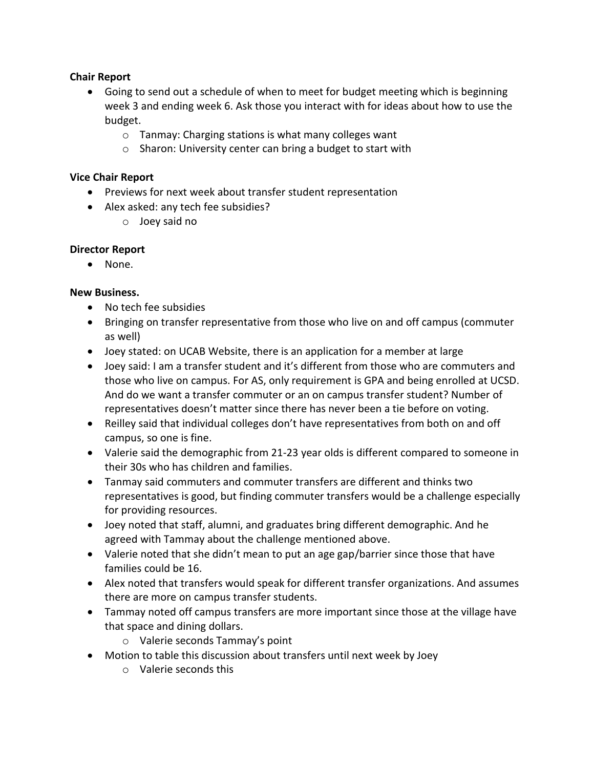**Chair Report**

- Going to send out a schedule of when to meet for budget meeting which is beginning week 3 and ending week 6. Ask those you interact with for ideas about how to use the budget.
    - Tanmay: Charging stations is what many colleges want
    - Sharon: University center can bring a budget to start with

**Vice Chair Report**

- Previews for next week about transfer student representation
- Alex asked: any tech fee subsidies?
    - Joey said no

**Director Report**

- None.

**New Business.**

- No tech fee subsidies
- Bringing on transfer representative from those who live on and off campus (commuter as well)
- Joey stated: on UCAB Website, there is an application for a member at large
- Joey said: I am a transfer student and it's different from those who are commuters and those who live on campus. For AS, only requirement is GPA and being enrolled at UCSD. And do we want a transfer commuter or an on campus transfer student? Number of representatives doesn't matter since there has never been a tie before on voting.
- Reilley said that individual colleges don't have representatives from both on and off campus, so one is fine.
- Valerie said the demographic from 21-23 year olds is different compared to someone in their 30s who has children and families.
- Tanmay said commuters and commuter transfers are different and thinks two representatives is good, but finding commuter transfers would be a challenge especially for providing resources.
- Joey noted that staff, alumni, and graduates bring different demographic. And he agreed with Tammay about the challenge mentioned above.
- Valerie noted that she didn't mean to put an age gap/barrier since those that have families could be 16.
- Alex noted that transfers would speak for different transfer organizations. And assumes there are more on campus transfer students.
- Tammay noted off campus transfers are more important since those at the village have that space and dining dollars.
    - Valerie seconds Tammay's point
- Motion to table this discussion about transfers until next week by Joey
    - Valerie seconds this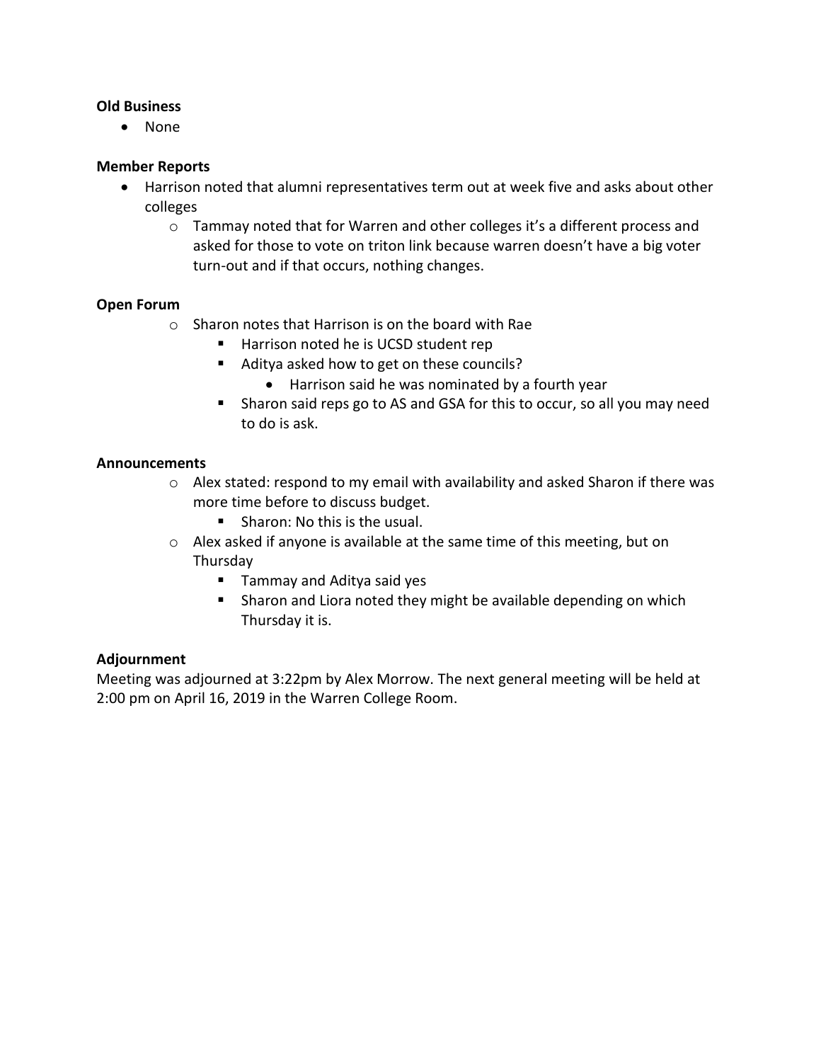**Old Business**

- None

**Member Reports**

- Harrison noted that alumni representatives term out at week five and asks about other colleges
    - Tammay noted that for Warren and other colleges it's a different process and asked for those to vote on triton link because warren doesn't have a big voter turn-out and if that occurs, nothing changes.

**Open Forum**

- Sharon notes that Harrison is on the board with Rae
    - Harrison noted he is UCSD student rep
    - Aditya asked how to get on these councils?
        - Harrison said he was nominated by a fourth year
    - Sharon said reps go to AS and GSA for this to occur, so all you may need to do is ask.

**Announcements**

- Alex stated: respond to my email with availability and asked Sharon if there was more time before to discuss budget.
    - Sharon: No this is the usual.
- Alex asked if anyone is available at the same time of this meeting, but on Thursday
    - Tammay and Aditya said yes
    - Sharon and Liora noted they might be available depending on which Thursday it is.

**Adjournment**

Meeting was adjourned at 3:22pm by Alex Morrow. The next general meeting will be held at 2:00 pm on April 16, 2019 in the Warren College Room.